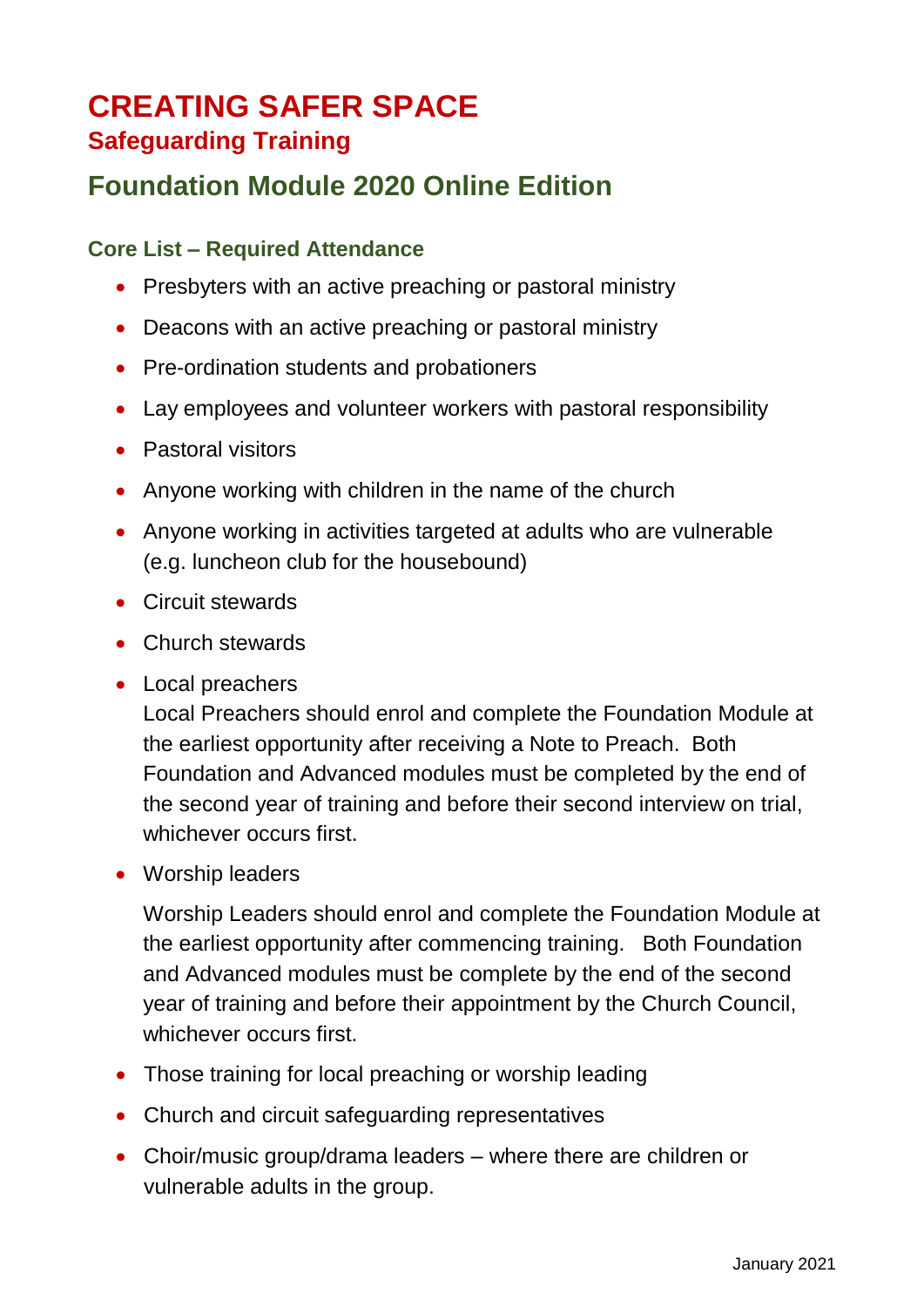# CREATING SAFER SPACE

## Safeguarding Training

## Foundation Module 2020 Online Edition

### Core List – Required Attendance

- Presbyters with an active preaching or pastoral ministry
- Deacons with an active preaching or pastoral ministry
- Pre-ordination students and probationers
- Lay employees and volunteer workers with pastoral responsibility
- Pastoral visitors
- Anyone working with children in the name of the church
- Anyone working in activities targeted at adults who are vulnerable (e.g. luncheon club for the housebound)
- Circuit stewards
- Church stewards
- Local preachers

  Local Preachers should enrol and complete the Foundation Module at the earliest opportunity after receiving a Note to Preach. Both Foundation and Advanced modules must be completed by the end of the second year of training and before their second interview on trial, whichever occurs first.
- Worship leaders

  Worship Leaders should enrol and complete the Foundation Module at the earliest opportunity after commencing training. Both Foundation and Advanced modules must be complete by the end of the second year of training and before their appointment by the Church Council, whichever occurs first.
- Those training for local preaching or worship leading
- Church and circuit safeguarding representatives
- Choir/music group/drama leaders – where there are children or vulnerable adults in the group.

January 2021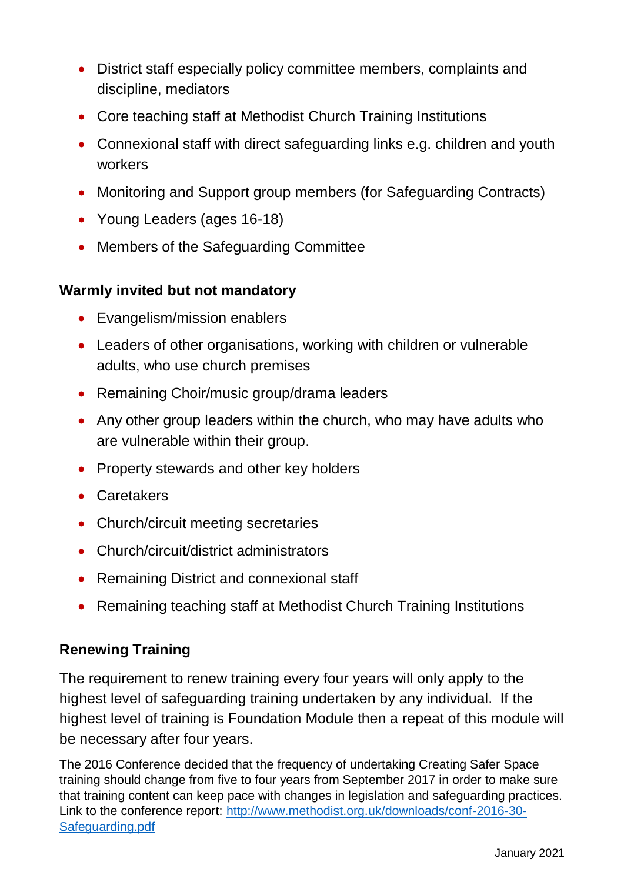- District staff especially policy committee members, complaints and discipline, mediators
- Core teaching staff at Methodist Church Training Institutions
- Connexional staff with direct safeguarding links e.g. children and youth workers
- Monitoring and Support group members (for Safeguarding Contracts)
- Young Leaders (ages 16-18)
- Members of the Safeguarding Committee

**Warmly invited but not mandatory**

- Evangelism/mission enablers
- Leaders of other organisations, working with children or vulnerable adults, who use church premises
- Remaining Choir/music group/drama leaders
- Any other group leaders within the church, who may have adults who are vulnerable within their group.
- Property stewards and other key holders
- Caretakers
- Church/circuit meeting secretaries
- Church/circuit/district administrators
- Remaining District and connexional staff
- Remaining teaching staff at Methodist Church Training Institutions

**Renewing Training**

The requirement to renew training every four years will only apply to the highest level of safeguarding training undertaken by any individual. If the highest level of training is Foundation Module then a repeat of this module will be necessary after four years.

The 2016 Conference decided that the frequency of undertaking Creating Safer Space training should change from five to four years from September 2017 in order to make sure that training content can keep pace with changes in legislation and safeguarding practices. Link to the conference report: [http://www.methodist.org.uk/downloads/conf-2016-30-Safeguarding.pdf](http://www.methodist.org.uk/downloads/conf-2016-30-Safeguarding.pdf)

January 2021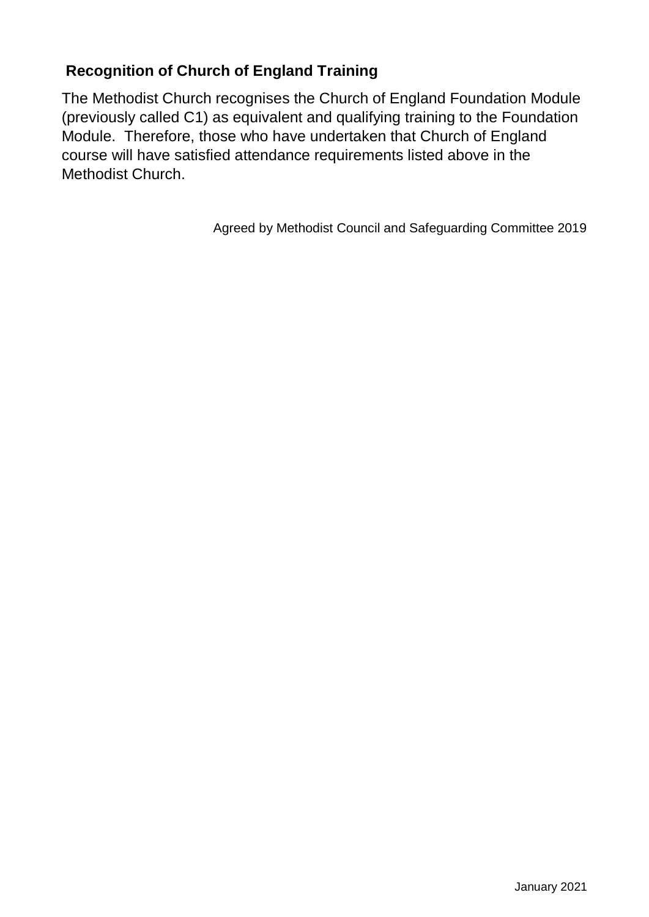**Recognition of Church of England Training**

The Methodist Church recognises the Church of England Foundation Module (previously called C1) as equivalent and qualifying training to the Foundation Module. Therefore, those who have undertaken that Church of England course will have satisfied attendance requirements listed above in the Methodist Church.

Agreed by Methodist Council and Safeguarding Committee 2019

January 2021